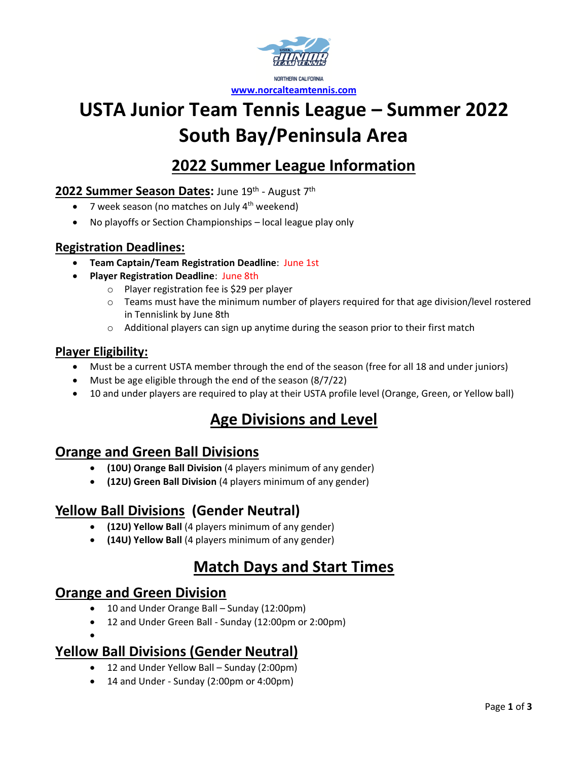NORTHERN CALIFORNIA

www.norcalteamtennis.com

# USTA Junior Team Tennis League – Summer 2022 South Bay/Peninsula Area

## 2022 Summer League Information

### 2022 Summer Season Dates: June 19th - August 7th

- 7 week season (no matches on July 4th weekend)
- No playoffs or Section Championships – local league play only

### Registration Deadlines:

- **Team Captain/Team Registration Deadline**: June 1st
- **Player Registration Deadline**: June 8th
  - Player registration fee is $29 per player
  - Teams must have the minimum number of players required for that age division/level rostered in Tennislink by June 8th
  - Additional players can sign up anytime during the season prior to their first match

### Player Eligibility:

- Must be a current USTA member through the end of the season (free for all 18 and under juniors)
- Must be age eligible through the end of the season (8/7/22)
- 10 and under players are required to play at their USTA profile level (Orange, Green, or Yellow ball)

## Age Divisions and Level

### Orange and Green Ball Divisions

- **(10U) Orange Ball Division** (4 players minimum of any gender)
- **(12U) Green Ball Division** (4 players minimum of any gender)

### Yellow Ball Divisions (Gender Neutral)

- **(12U) Yellow Ball** (4 players minimum of any gender)
- **(14U) Yellow Ball** (4 players minimum of any gender)

## Match Days and Start Times

### Orange and Green Division

- 10 and Under Orange Ball – Sunday (12:00pm)
- 12 and Under Green Ball - Sunday (12:00pm or 2:00pm)

### Yellow Ball Divisions (Gender Neutral)

- 12 and Under Yellow Ball – Sunday (2:00pm)
- 14 and Under - Sunday (2:00pm or 4:00pm)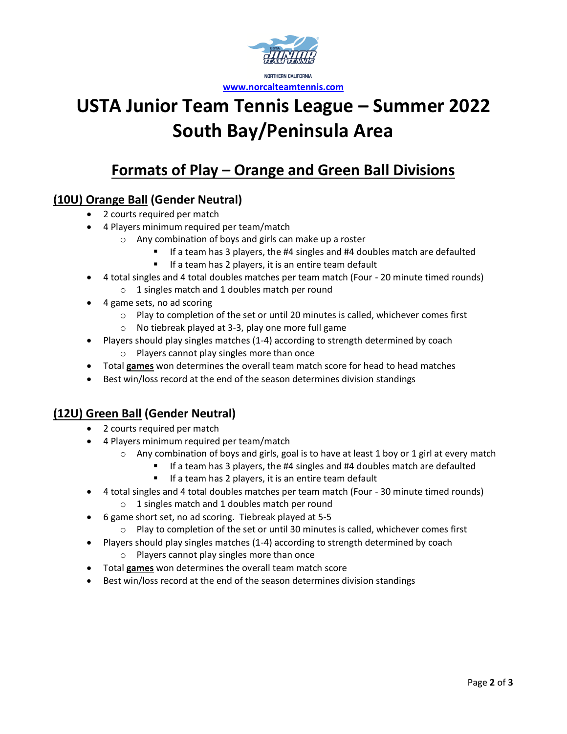NORTHERN CALIFORNIA

**[www.norcalteamtennis.com](http://www.norcalteamtennis.com)**

# USTA Junior Team Tennis League – Summer 2022 South Bay/Peninsula Area

## Formats of Play – Orange and Green Ball Divisions

### (10U) Orange Ball (Gender Neutral)

- 2 courts required per match
- 4 Players minimum required per team/match
  - Any combination of boys and girls can make up a roster
    - If a team has 3 players, the #4 singles and #4 doubles match are defaulted
    - If a team has 2 players, it is an entire team default
- 4 total singles and 4 total doubles matches per team match (Four - 20 minute timed rounds)
  - 1 singles match and 1 doubles match per round
- 4 game sets, no ad scoring
  - Play to completion of the set or until 20 minutes is called, whichever comes first
  - No tiebreak played at 3-3, play one more full game
- Players should play singles matches (1-4) according to strength determined by coach
  - Players cannot play singles more than once
- Total **games** won determines the overall team match score for head to head matches
- Best win/loss record at the end of the season determines division standings

### (12U) Green Ball (Gender Neutral)

- 2 courts required per match
- 4 Players minimum required per team/match
  - Any combination of boys and girls, goal is to have at least 1 boy or 1 girl at every match
    - If a team has 3 players, the #4 singles and #4 doubles match are defaulted
    - If a team has 2 players, it is an entire team default
- 4 total singles and 4 total doubles matches per team match (Four - 30 minute timed rounds)
  - 1 singles match and 1 doubles match per round
- 6 game short set, no ad scoring. Tiebreak played at 5-5
  - Play to completion of the set or until 30 minutes is called, whichever comes first
- Players should play singles matches (1-4) according to strength determined by coach
  - Players cannot play singles more than once
- Total **games** won determines the overall team match score
- Best win/loss record at the end of the season determines division standings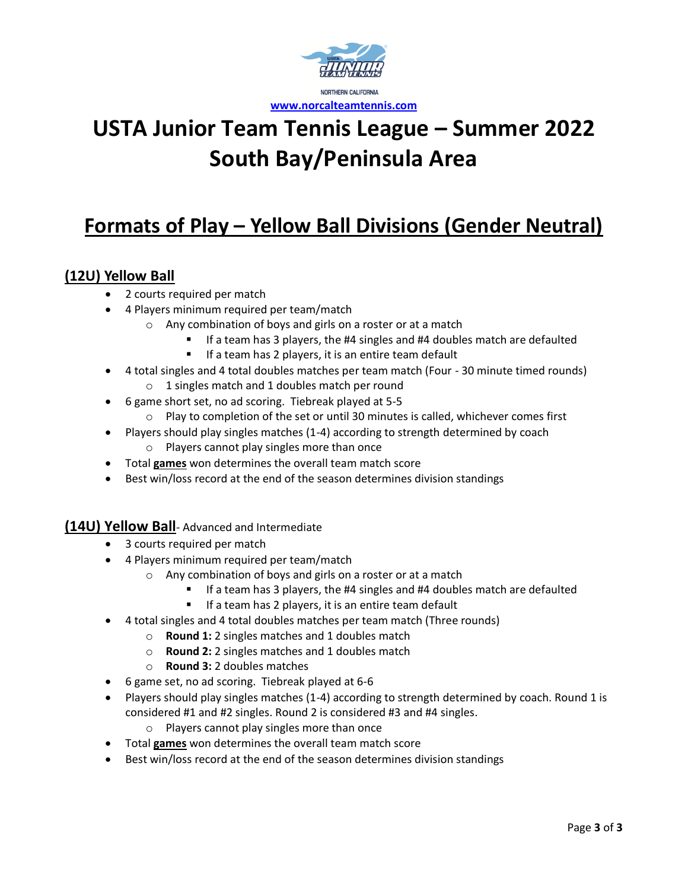NORTHERN CALIFORNIA

[www.norcalteamtennis.com](http://www.norcalteamtennis.com)

# USTA Junior Team Tennis League – Summer 2022 South Bay/Peninsula Area

## Formats of Play – Yellow Ball Divisions (Gender Neutral)

### (12U) Yellow Ball

- 2 courts required per match
- 4 Players minimum required per team/match
  - Any combination of boys and girls on a roster or at a match
    - If a team has 3 players, the #4 singles and #4 doubles match are defaulted
    - If a team has 2 players, it is an entire team default
- 4 total singles and 4 total doubles matches per team match (Four - 30 minute timed rounds)
  - 1 singles match and 1 doubles match per round
- 6 game short set, no ad scoring. Tiebreak played at 5-5
  - Play to completion of the set or until 30 minutes is called, whichever comes first
- Players should play singles matches (1-4) according to strength determined by coach
  - Players cannot play singles more than once
- Total **games** won determines the overall team match score
- Best win/loss record at the end of the season determines division standings

### (14U) Yellow Ball- Advanced and Intermediate

- 3 courts required per match
- 4 Players minimum required per team/match
  - Any combination of boys and girls on a roster or at a match
    - If a team has 3 players, the #4 singles and #4 doubles match are defaulted
    - If a team has 2 players, it is an entire team default
- 4 total singles and 4 total doubles matches per team match (Three rounds)
  - **Round 1:** 2 singles matches and 1 doubles match
  - **Round 2:** 2 singles matches and 1 doubles match
  - **Round 3:** 2 doubles matches
- 6 game set, no ad scoring. Tiebreak played at 6-6
- Players should play singles matches (1-4) according to strength determined by coach. Round 1 is considered #1 and #2 singles. Round 2 is considered #3 and #4 singles.
  - Players cannot play singles more than once
- Total **games** won determines the overall team match score
- Best win/loss record at the end of the season determines division standings